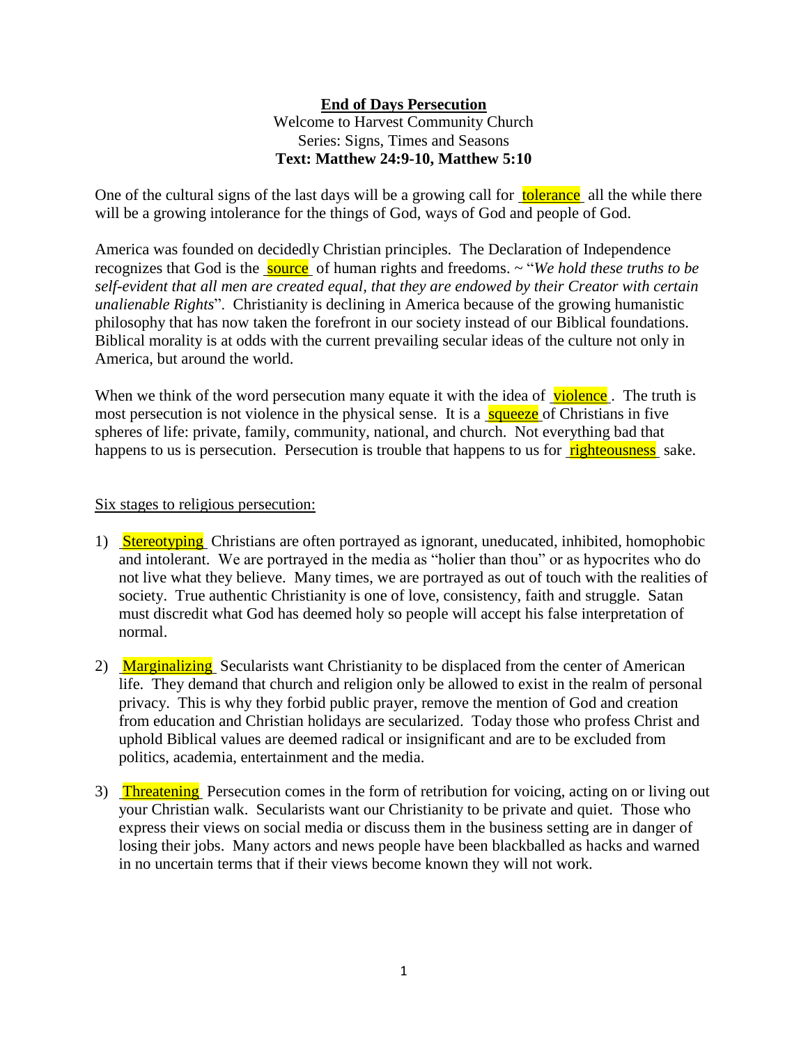**End of Days Persecution**

Welcome to Harvest Community Church

Series: Signs, Times and Seasons

**Text: Matthew 24:9-10, Matthew 5:10**

One of the cultural signs of the last days will be a growing call for tolerance all the while there will be a growing intolerance for the things of God, ways of God and people of God.

America was founded on decidedly Christian principles. The Declaration of Independence recognizes that God is the source of human rights and freedoms. ~ "*We hold these truths to be self-evident that all men are created equal, that they are endowed by their Creator with certain unalienable Rights*". Christianity is declining in America because of the growing humanistic philosophy that has now taken the forefront in our society instead of our Biblical foundations. Biblical morality is at odds with the current prevailing secular ideas of the culture not only in America, but around the world.

When we think of the word persecution many equate it with the idea of violence. The truth is most persecution is not violence in the physical sense. It is a squeeze of Christians in five spheres of life: private, family, community, national, and church. Not everything bad that happens to us is persecution. Persecution is trouble that happens to us for righteousness sake.

Six stages to religious persecution:

1) Stereotyping Christians are often portrayed as ignorant, uneducated, inhibited, homophobic and intolerant. We are portrayed in the media as "holier than thou" or as hypocrites who do not live what they believe. Many times, we are portrayed as out of touch with the realities of society. True authentic Christianity is one of love, consistency, faith and struggle. Satan must discredit what God has deemed holy so people will accept his false interpretation of normal.

2) Marginalizing Secularists want Christianity to be displaced from the center of American life. They demand that church and religion only be allowed to exist in the realm of personal privacy. This is why they forbid public prayer, remove the mention of God and creation from education and Christian holidays are secularized. Today those who profess Christ and uphold Biblical values are deemed radical or insignificant and are to be excluded from politics, academia, entertainment and the media.

3) Threatening Persecution comes in the form of retribution for voicing, acting on or living out your Christian walk. Secularists want our Christianity to be private and quiet. Those who express their views on social media or discuss them in the business setting are in danger of losing their jobs. Many actors and news people have been blackballed as hacks and warned in no uncertain terms that if their views become known they will not work.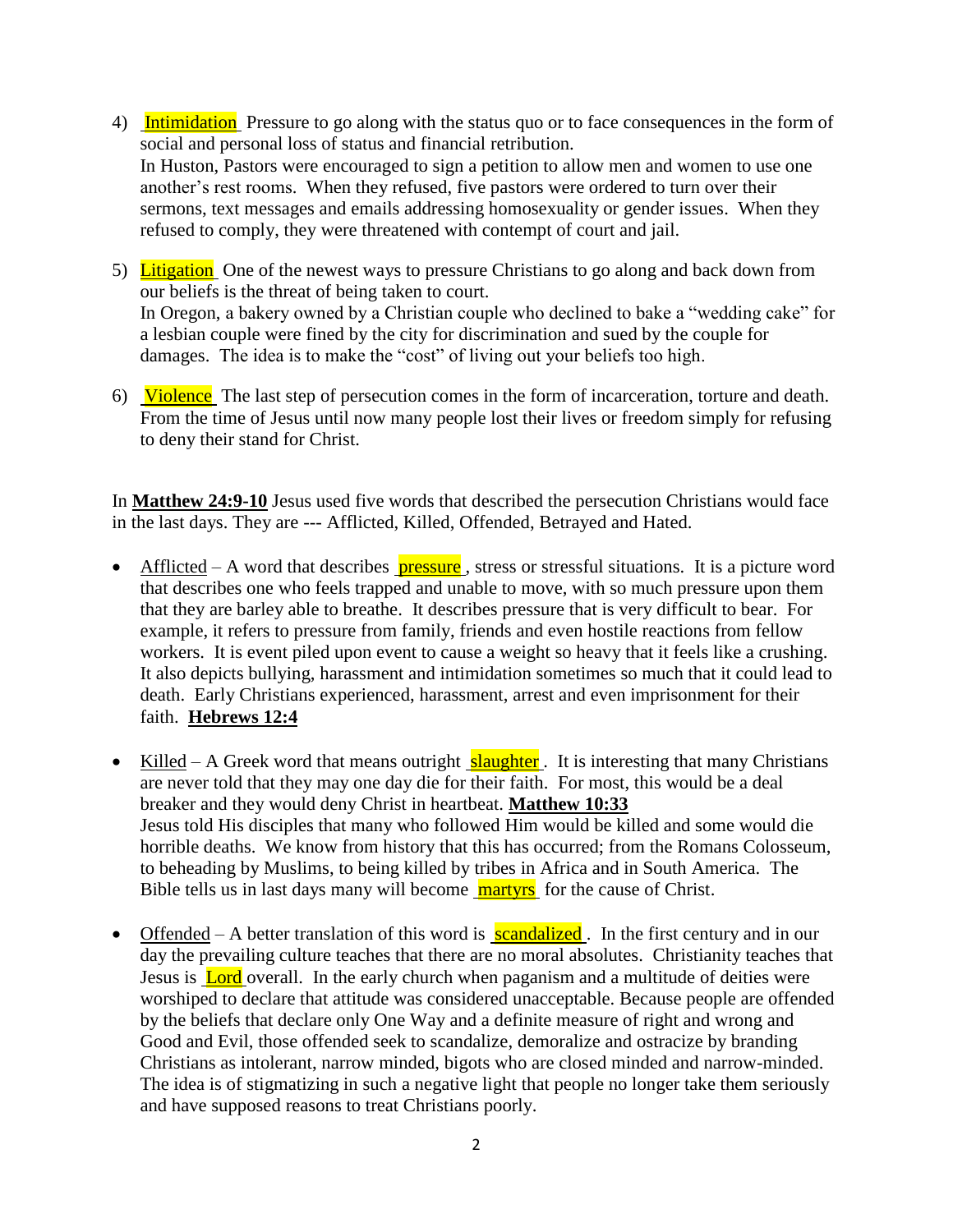4) Intimidation Pressure to go along with the status quo or to face consequences in the form of social and personal loss of status and financial retribution.
   In Huston, Pastors were encouraged to sign a petition to allow men and women to use one another's rest rooms. When they refused, five pastors were ordered to turn over their sermons, text messages and emails addressing homosexuality or gender issues. When they refused to comply, they were threatened with contempt of court and jail.

5) Litigation One of the newest ways to pressure Christians to go along and back down from our beliefs is the threat of being taken to court.
   In Oregon, a bakery owned by a Christian couple who declined to bake a "wedding cake" for a lesbian couple were fined by the city for discrimination and sued by the couple for damages. The idea is to make the "cost" of living out your beliefs too high.

6) Violence The last step of persecution comes in the form of incarceration, torture and death. From the time of Jesus until now many people lost their lives or freedom simply for refusing to deny their stand for Christ.

In **Matthew 24:9-10** Jesus used five words that described the persecution Christians would face in the last days. They are --- Afflicted, Killed, Offended, Betrayed and Hated.

- Afflicted – A word that describes pressure, stress or stressful situations. It is a picture word that describes one who feels trapped and unable to move, with so much pressure upon them that they are barley able to breathe. It describes pressure that is very difficult to bear. For example, it refers to pressure from family, friends and even hostile reactions from fellow workers. It is event piled upon event to cause a weight so heavy that it feels like a crushing. It also depicts bullying, harassment and intimidation sometimes so much that it could lead to death. Early Christians experienced, harassment, arrest and even imprisonment for their faith. **Hebrews 12:4**

- Killed – A Greek word that means outright slaughter. It is interesting that many Christians are never told that they may one day die for their faith. For most, this would be a deal breaker and they would deny Christ in heartbeat. **Matthew 10:33**
  Jesus told His disciples that many who followed Him would be killed and some would die horrible deaths. We know from history that this has occurred; from the Romans Colosseum, to beheading by Muslims, to being killed by tribes in Africa and in South America. The Bible tells us in last days many will become martyrs for the cause of Christ.

- Offended – A better translation of this word is scandalized. In the first century and in our day the prevailing culture teaches that there are no moral absolutes. Christianity teaches that Jesus is Lord overall. In the early church when paganism and a multitude of deities were worshiped to declare that attitude was considered unacceptable. Because people are offended by the beliefs that declare only One Way and a definite measure of right and wrong and Good and Evil, those offended seek to scandalize, demoralize and ostracize by branding Christians as intolerant, narrow minded, bigots who are closed minded and narrow-minded. The idea is of stigmatizing in such a negative light that people no longer take them seriously and have supposed reasons to treat Christians poorly.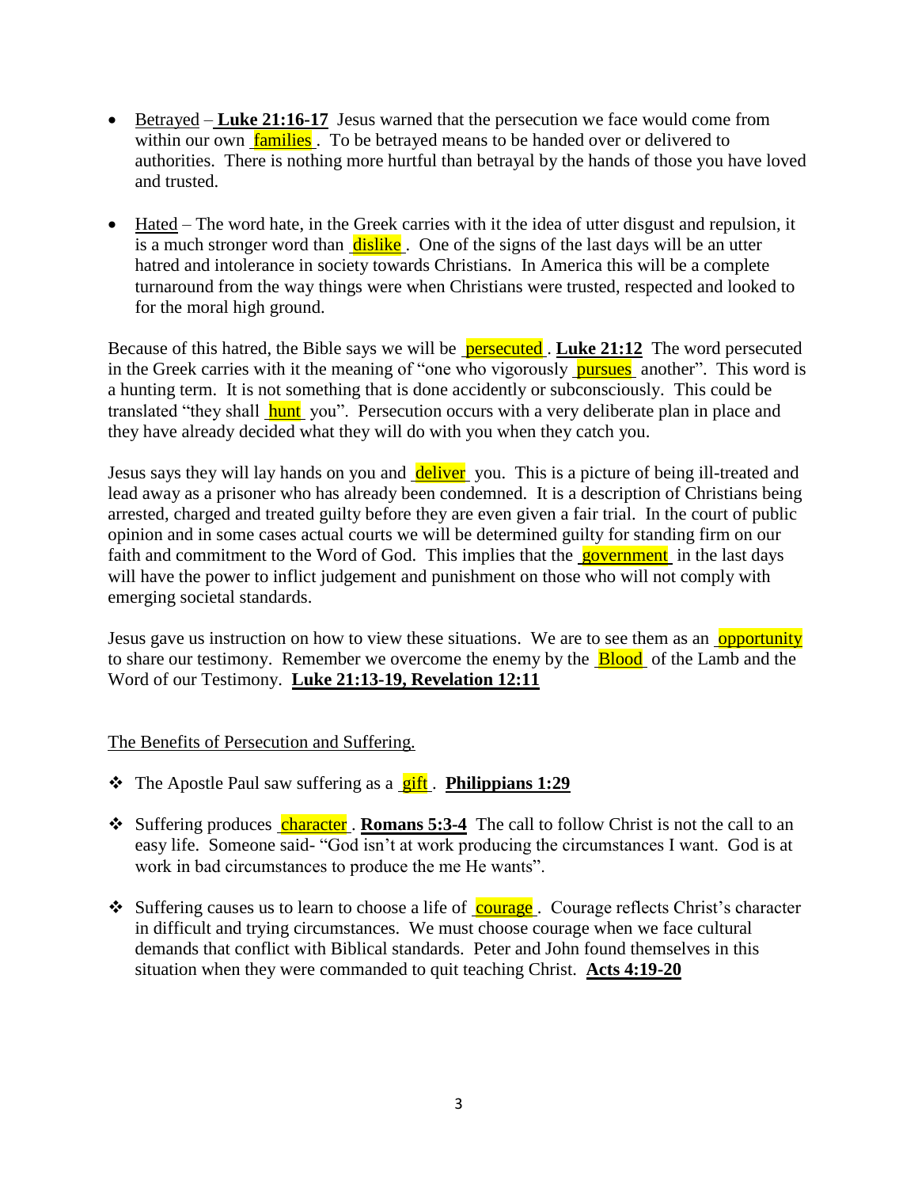- Betrayed – **Luke 21:16-17** Jesus warned that the persecution we face would come from within our own families. To be betrayed means to be handed over or delivered to authorities. There is nothing more hurtful than betrayal by the hands of those you have loved and trusted.

- Hated – The word hate, in the Greek carries with it the idea of utter disgust and repulsion, it is a much stronger word than dislike. One of the signs of the last days will be an utter hatred and intolerance in society towards Christians. In America this will be a complete turnaround from the way things were when Christians were trusted, respected and looked to for the moral high ground.

Because of this hatred, the Bible says we will be persecuted. **Luke 21:12** The word persecuted in the Greek carries with it the meaning of "one who vigorously pursues another". This word is a hunting term. It is not something that is done accidently or subconsciously. This could be translated "they shall hunt you". Persecution occurs with a very deliberate plan in place and they have already decided what they will do with you when they catch you.

Jesus says they will lay hands on you and deliver you. This is a picture of being ill-treated and lead away as a prisoner who has already been condemned. It is a description of Christians being arrested, charged and treated guilty before they are even given a fair trial. In the court of public opinion and in some cases actual courts we will be determined guilty for standing firm on our faith and commitment to the Word of God. This implies that the government in the last days will have the power to inflict judgement and punishment on those who will not comply with emerging societal standards.

Jesus gave us instruction on how to view these situations. We are to see them as an opportunity to share our testimony. Remember we overcome the enemy by the Blood of the Lamb and the Word of our Testimony. **Luke 21:13-19, Revelation 12:11**

The Benefits of Persecution and Suffering.

- The Apostle Paul saw suffering as a gift. **Philippians 1:29**

- Suffering produces character. **Romans 5:3-4** The call to follow Christ is not the call to an easy life. Someone said- "God isn't at work producing the circumstances I want. God is at work in bad circumstances to produce the me He wants".

- Suffering causes us to learn to choose a life of courage. Courage reflects Christ's character in difficult and trying circumstances. We must choose courage when we face cultural demands that conflict with Biblical standards. Peter and John found themselves in this situation when they were commanded to quit teaching Christ. **Acts 4:19-20**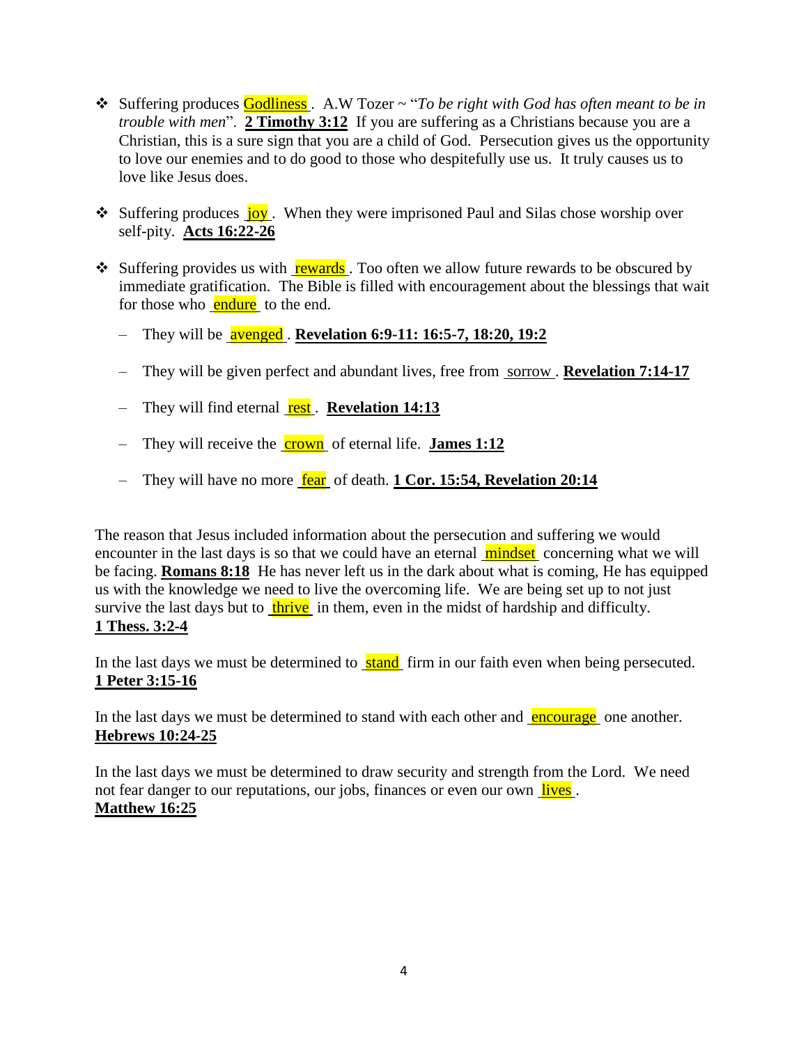- Suffering produces Godliness. A.W Tozer ~ "*To be right with God has often meant to be in trouble with men*". **2 Timothy 3:12** If you are suffering as a Christians because you are a Christian, this is a sure sign that you are a child of God. Persecution gives us the opportunity to love our enemies and to do good to those who despitefully use us. It truly causes us to love like Jesus does.

- Suffering produces joy. When they were imprisoned Paul and Silas chose worship over self-pity. **Acts 16:22-26**

- Suffering provides us with rewards. Too often we allow future rewards to be obscured by immediate gratification. The Bible is filled with encouragement about the blessings that wait for those who endure to the end.
  - They will be avenged. **Revelation 6:9-11: 16:5-7, 18:20, 19:2**
  - They will be given perfect and abundant lives, free from sorrow. **Revelation 7:14-17**
  - They will find eternal rest. **Revelation 14:13**
  - They will receive the crown of eternal life. **James 1:12**
  - They will have no more fear of death. **1 Cor. 15:54, Revelation 20:14**

The reason that Jesus included information about the persecution and suffering we would encounter in the last days is so that we could have an eternal mindset concerning what we will be facing. **Romans 8:18** He has never left us in the dark about what is coming, He has equipped us with the knowledge we need to live the overcoming life. We are being set up to not just survive the last days but to thrive in them, even in the midst of hardship and difficulty.
**1 Thess. 3:2-4**

In the last days we must be determined to stand firm in our faith even when being persecuted.
**1 Peter 3:15-16**

In the last days we must be determined to stand with each other and encourage one another.
**Hebrews 10:24-25**

In the last days we must be determined to draw security and strength from the Lord. We need not fear danger to our reputations, our jobs, finances or even our own lives.
**Matthew 16:25**